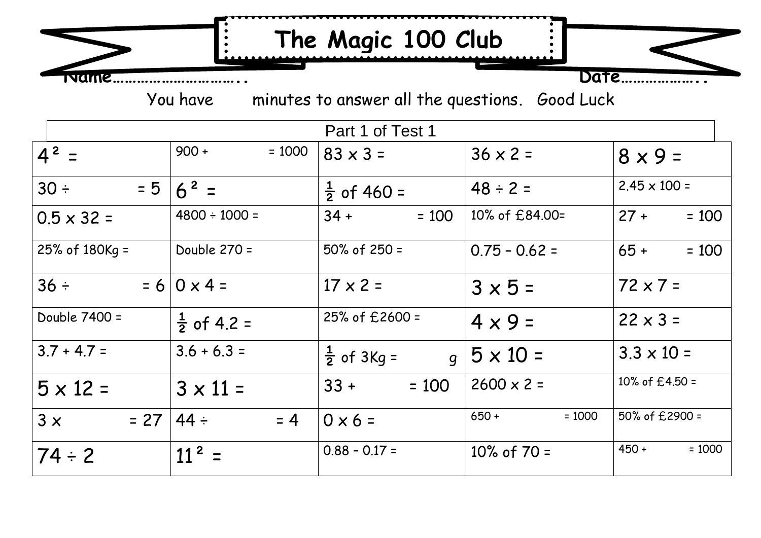# The Magic 100 Club

Name………………………….. Date………………..

You have minutes to answer all the questions. Good Luck

| Part 1 of Test 1 | | | | |
|---|---|---|---|---|
| $4^2$ = | 900 + = 1000 | 83 x 3 = | 36 x 2 = | 8 x 9 = |
| 30 ÷ = 5 | $6^2$ = | ½ of 460 = | 48 ÷ 2 = | 2.45 x 100 = |
| 0.5 x 32 = | 4800 ÷ 1000 = | 34 + = 100 | 10% of £84.00= | 27 + = 100 |
| 25% of 180Kg = | Double 270 = | 50% of 250 = | 0.75 – 0.62 = | 65 + = 100 |
| 36 ÷ = 6 | 0 x 4 = | 17 x 2 = | 3 x 5 = | 72 x 7 = |
| Double 7400 = | ½ of 4.2 = | 25% of £2600 = | 4 x 9 = | 22 x 3 = |
| 3.7 + 4.7 = | 3.6 + 6.3 = | ½ of 3Kg = g | 5 x 10 = | 3.3 x 10 = |
| 5 x 12 = | 3 x 11 = | 33 + = 100 | 2600 x 2 = | 10% of £4.50 = |
| 3 x = 27 | 44 ÷ = 4 | 0 x 6 = | 650 + = 1000 | 50% of £2900 = |
| 74 ÷ 2 | $11^2$ = | 0.88 – 0.17 = | 10% of 70 = | 450 + = 1000 |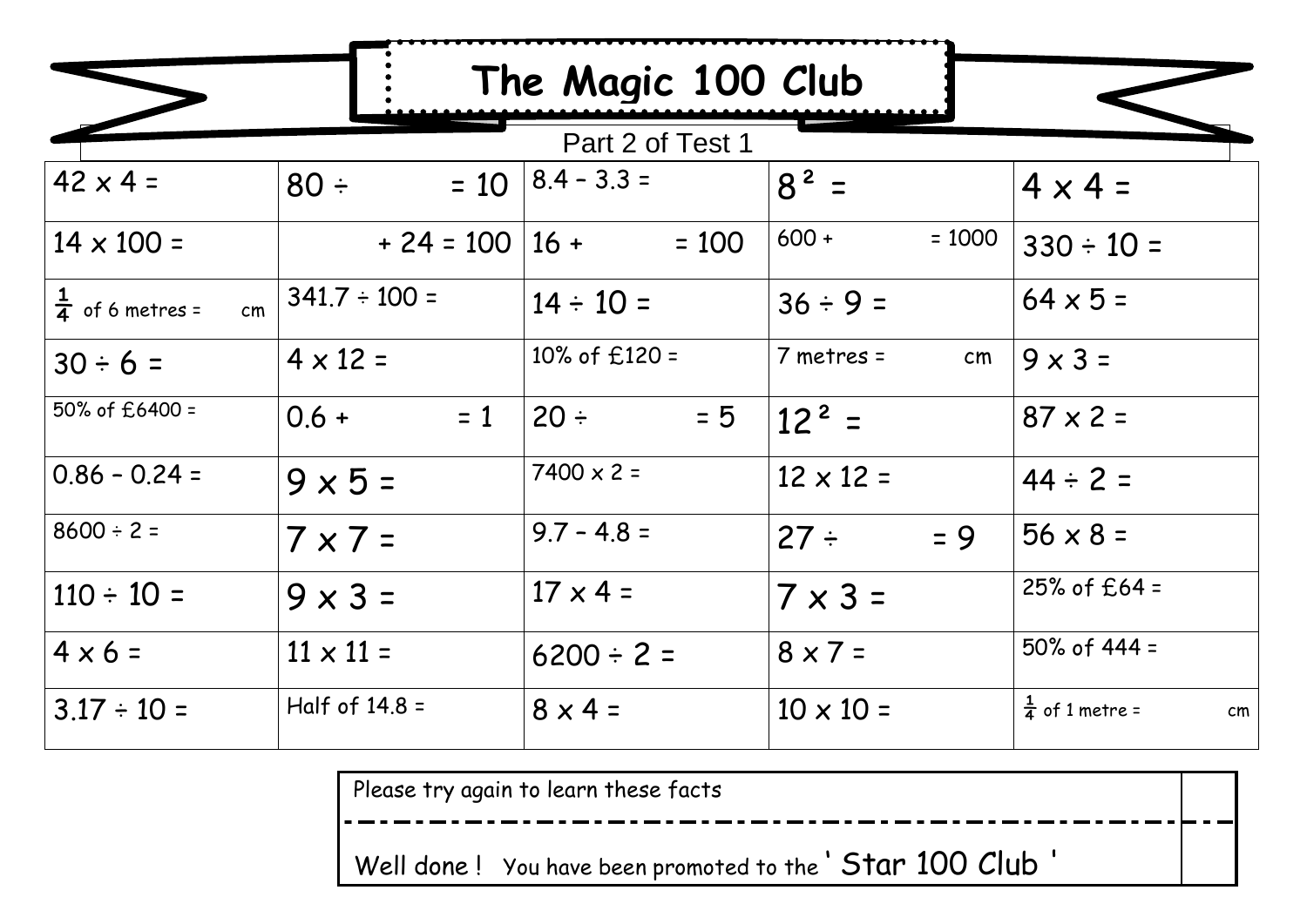# The Magic 100 Club

Part 2 of Test 1

| | | | | |
|---|---|---|---|---|
| 42 x 4 = | 80 ÷ = 10 | 8.4 – 3.3 = | $8^2$ = | 4 x 4 = |
| 14 x 100 = | + 24 = 100 | 16 + = 100 | 600 + = 1000 | 330 ÷ 10 = |
| $\frac{1}{4}$ of 6 metres = cm | 341.7 ÷ 100 = | 14 ÷ 10 = | 36 ÷ 9 = | 64 x 5 = |
| 30 ÷ 6 = | 4 x 12 = | 10% of £120 = | 7 metres = cm | 9 x 3 = |
| 50% of £6400 = | 0.6 + = 1 | 20 ÷ = 5 | $12^2$ = | 87 x 2 = |
| 0.86 – 0.24 = | 9 x 5 = | 7400 x 2 = | 12 x 12 = | 44 ÷ 2 = |
| 8600 ÷ 2 = | 7 x 7 = | 9.7 – 4.8 = | 27 ÷ = 9 | 56 x 8 = |
| 110 ÷ 10 = | 9 x 3 = | 17 x 4 = | 7 x 3 = | 25% of £64 = |
| 4 x 6 = | 11 x 11 = | 6200 ÷ 2 = | 8 x 7 = | 50% of 444 = |
| 3.17 ÷ 10 = | Half of 14.8 = | 8 x 4 = | 10 x 10 = | $\frac{1}{4}$ of 1 metre = cm |

| | |
|---|---|
| Please try again to learn these facts | |
| Well done ! You have been promoted to the ' Star 100 Club ' | |